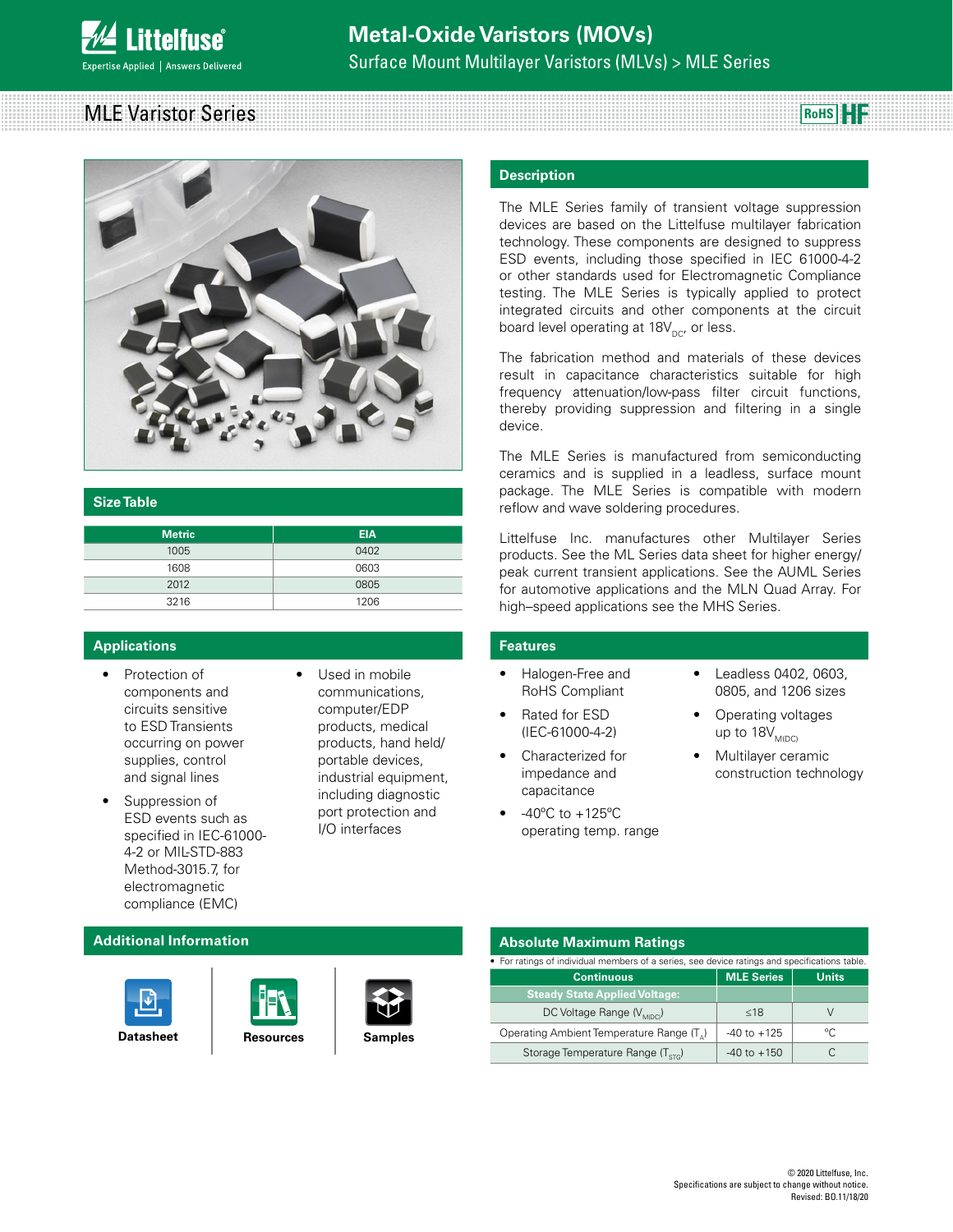# Metal-Oxide Varistors (MOVs)

Surface Mount Multilayer Varistors (MLVs) > MLE Series

## MLE Varistor Series

RoHS HF

## Size Table

| Metric | EIA |
|---|---|
| 1005 | 0402 |
| 1608 | 0603 |
| 2012 | 0805 |
| 3216 | 1206 |

## Description

The MLE Series family of transient voltage suppression devices are based on the Littelfuse multilayer fabrication technology. These components are designed to suppress ESD events, including those specified in IEC 61000-4-2 or other standards used for Electromagnetic Compliance testing. The MLE Series is typically applied to protect integrated circuits and other components at the circuit board level operating at $18V_{DC}$, or less.

The fabrication method and materials of these devices result in capacitance characteristics suitable for high frequency attenuation/low-pass filter circuit functions, thereby providing suppression and filtering in a single device.

The MLE Series is manufactured from semiconducting ceramics and is supplied in a leadless, surface mount package. The MLE Series is compatible with modern reflow and wave soldering procedures.

Littelfuse Inc. manufactures other Multilayer Series products. See the ML Series data sheet for higher energy/peak current transient applications. See the AUML Series for automotive applications and the MLN Quad Array. For high–speed applications see the MHS Series.

## Applications

- Protection of components and circuits sensitive to ESD Transients occurring on power supplies, control and signal lines
- Suppression of ESD events such as specified in IEC-61000-4-2 or MIL-STD-883 Method-3015.7, for electromagnetic compliance (EMC)
- Used in mobile communications, computer/EDP products, medical products, hand held/portable devices, industrial equipment, including diagnostic port protection and I/O interfaces

## Features

- Halogen-Free and RoHS Compliant
- Rated for ESD (IEC-61000-4-2)
- Characterized for impedance and capacitance
- -40ºC to +125ºC operating temp. range
- Leadless 0402, 0603, 0805, and 1206 sizes
- Operating voltages up to $18V_{M(DC)}$
- Multilayer ceramic construction technology

## Additional Information

Datasheet | Resources | Samples

## Absolute Maximum Ratings

- For ratings of individual members of a series, see device ratings and specifications table.

| Continuous | MLE Series | Units |
|---|---|---|
| Steady State Applied Voltage: | | |
| DC Voltage Range ($V_{M(DC)}$) | ≤18 | V |
| Operating Ambient Temperature Range ($T_A$) | -40 to +125 | ºC |
| Storage Temperature Range ($T_{STG}$) | -40 to +150 | C |

© 2020 Littelfuse, Inc.
Specifications are subject to change without notice.
Revised: BO.11/18/20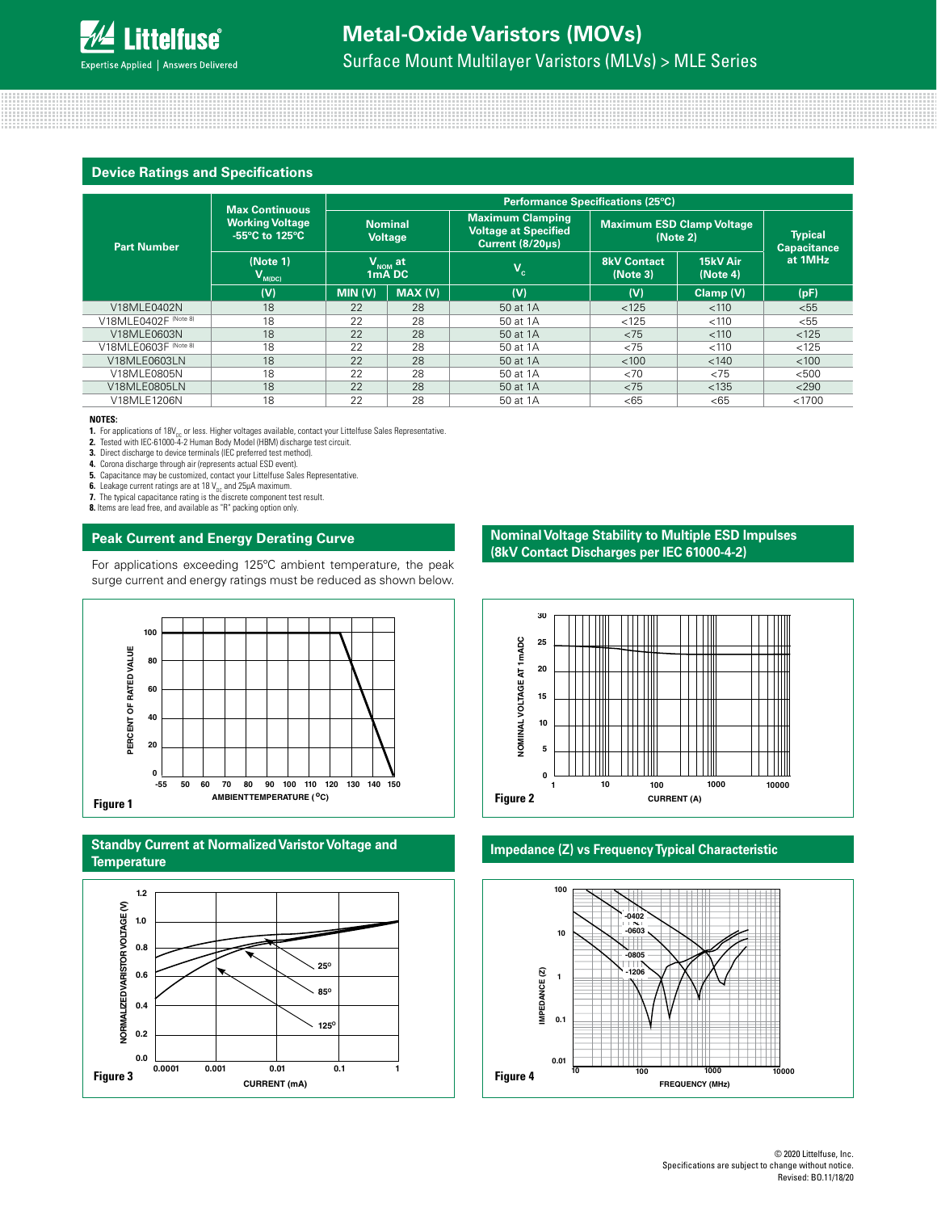## Device Ratings and Specifications

| Part Number | Max Continuous Working Voltage -55ºC to 125ºC | Performance Specifications (25ºC) | | | | | |
|---|---|---|---|---|---|---|---|
| | | Nominal Voltage | | Maximum Clamping Voltage at Specified Current (8/20μs) | Maximum ESD Clamp Voltage (Note 2) | | Typical Capacitance at 1MHz |
| | (Note 1) $V_{M(DC)}$ | $V_{NOM}$ at 1mA DC | | $V_C$ | 8kV Contact (Note 3) | 15kV Air (Note 4) | |
| | (V) | MIN (V) | MAX (V) | (V) | (V) | Clamp (V) | (pF) |
| V18MLE0402N | 18 | 22 | 28 | 50 at 1A | <125 | <110 | <55 |
| V18MLE0402F (Note 8) | 18 | 22 | 28 | 50 at 1A | <125 | <110 | <55 |
| V18MLE0603N | 18 | 22 | 28 | 50 at 1A | <75 | <110 | <125 |
| V18MLE0603F (Note 8) | 18 | 22 | 28 | 50 at 1A | <75 | <110 | <125 |
| V18MLE0603LN | 18 | 22 | 28 | 50 at 1A | <100 | <140 | <100 |
| V18MLE0805N | 18 | 22 | 28 | 50 at 1A | <70 | <75 | <500 |
| V18MLE0805LN | 18 | 22 | 28 | 50 at 1A | <75 | <135 | <290 |
| V18MLE1206N | 18 | 22 | 28 | 50 at 1A | <65 | <65 | <1700 |

**NOTES:**

1. For applications of 18$V_{DC}$ or less. Higher voltages available, contact your Littelfuse Sales Representative.
2. Tested with IEC-61000-4-2 Human Body Model (HBM) discharge test circuit.
3. Direct discharge to device terminals (IEC preferred test method).
4. Corona discharge through air (represents actual ESD event).
5. Capacitance may be customized, contact your Littelfuse Sales Representative.
6. Leakage current ratings are at 18 $V_{DC}$ and 25μA maximum.
7. The typical capacitance rating is the discrete component test result.
8. Items are lead free, and available as "R" packing option only.

## Peak Current and Energy Derating Curve

For applications exceeding 125ºC ambient temperature, the peak surge current and energy ratings must be reduced as shown below.

Figure 1

## Nominal Voltage Stability to Multiple ESD Impulses (8kV Contact Discharges per IEC 61000-4-2)

Figure 2

## Standby Current at Normalized Varistor Voltage and Temperature

Figure 3

## Impedance (Z) vs Frequency Typical Characteristic

Figure 4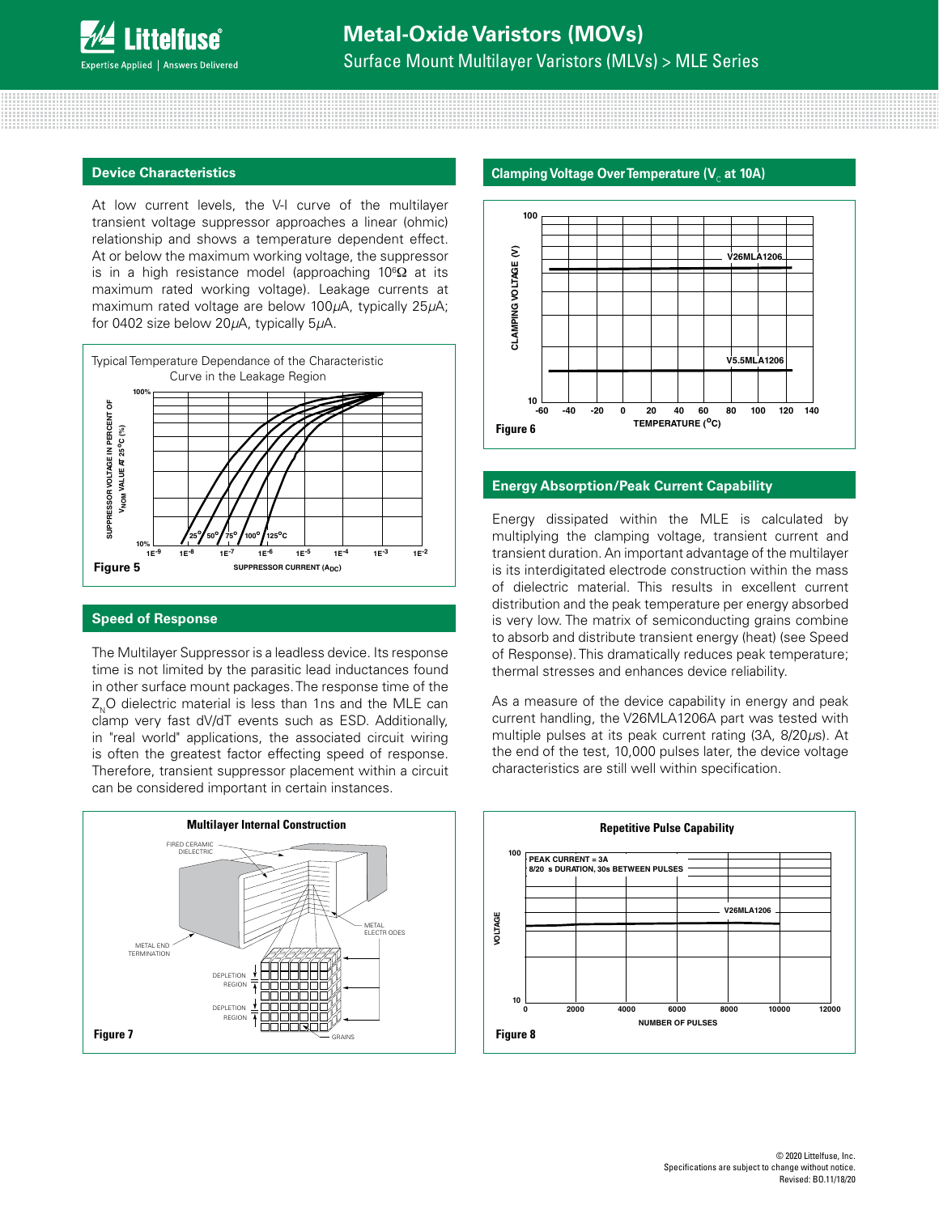## Device Characteristics

At low current levels, the V-I curve of the multilayer transient voltage suppressor approaches a linear (ohmic) relationship and shows a temperature dependent effect. At or below the maximum working voltage, the suppressor is in a high resistance model (approaching $10^6\Omega$ at its maximum rated working voltage). Leakage currents at maximum rated voltage are below 100μA, typically 25μA; for 0402 size below 20μA, typically 5μA.

Typical Temperature Dependance of the Characteristic Curve in the Leakage Region

Figure 5

## Speed of Response

The Multilayer Suppressor is a leadless device. Its response time is not limited by the parasitic lead inductances found in other surface mount packages. The response time of the $Z_NO$ dielectric material is less than 1ns and the MLE can clamp very fast dV/dT events such as ESD. Additionally, in "real world" applications, the associated circuit wiring is often the greatest factor effecting speed of response. Therefore, transient suppressor placement within a circuit can be considered important in certain instances.

Multilayer Internal Construction

Figure 7

## Clamping Voltage Over Temperature ($V_C$ at 10A)

Figure 6

## Energy Absorption/Peak Current Capability

Energy dissipated within the MLE is calculated by multiplying the clamping voltage, transient current and transient duration. An important advantage of the multilayer is its interdigitated electrode construction within the mass of dielectric material. This results in excellent current distribution and the peak temperature per energy absorbed is very low. The matrix of semiconducting grains combine to absorb and distribute transient energy (heat) (see Speed of Response). This dramatically reduces peak temperature; thermal stresses and enhances device reliability.

As a measure of the device capability in energy and peak current handling, the V26MLA1206A part was tested with multiple pulses at its peak current rating (3A, 8/20μs). At the end of the test, 10,000 pulses later, the device voltage characteristics are still well within specification.

Repetitive Pulse Capability

Figure 8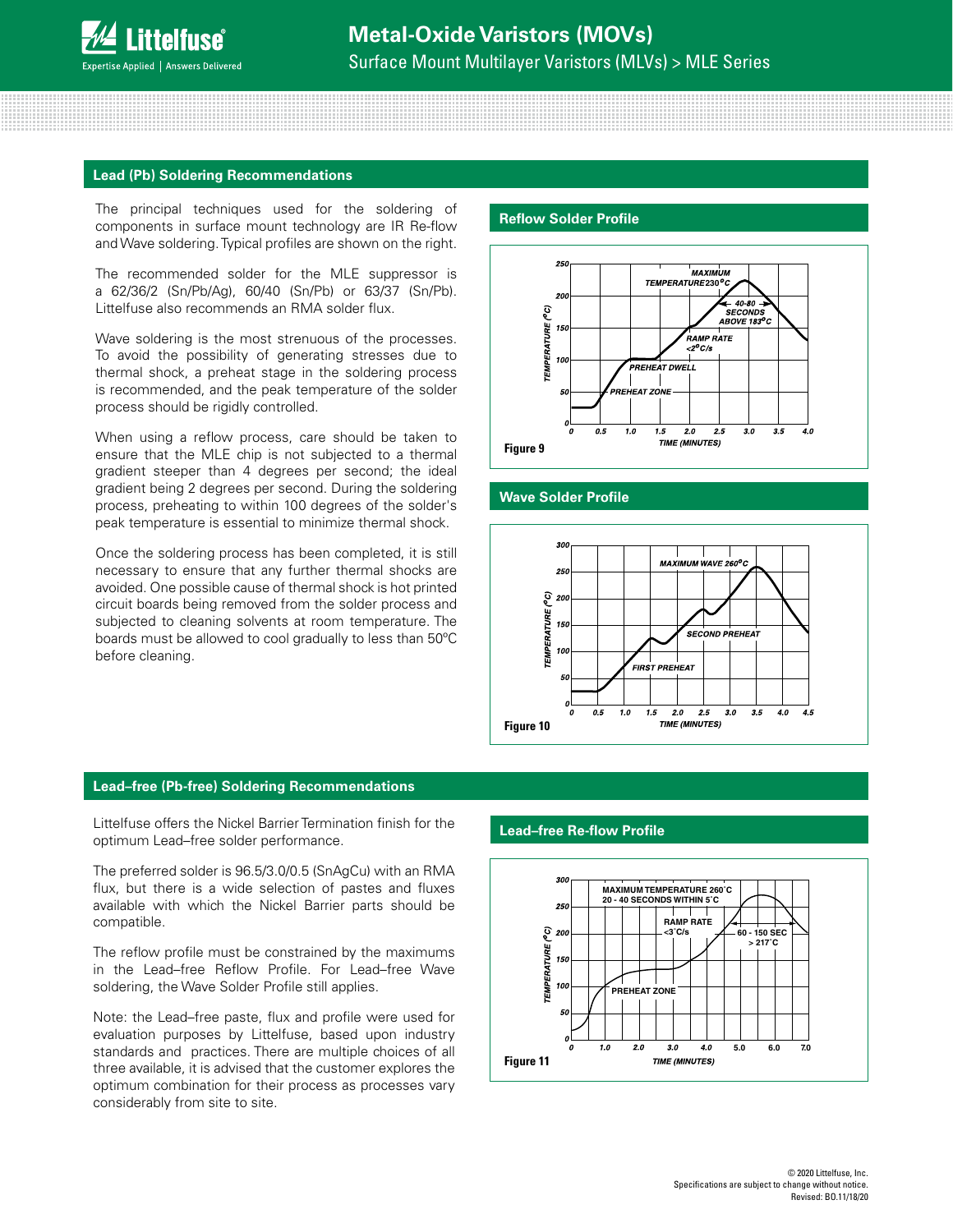## Lead (Pb) Soldering Recommendations

The principal techniques used for the soldering of components in surface mount technology are IR Re-flow and Wave soldering. Typical profiles are shown on the right.

The recommended solder for the MLE suppressor is a 62/36/2 (Sn/Pb/Ag), 60/40 (Sn/Pb) or 63/37 (Sn/Pb). Littelfuse also recommends an RMA solder flux.

Wave soldering is the most strenuous of the processes. To avoid the possibility of generating stresses due to thermal shock, a preheat stage in the soldering process is recommended, and the peak temperature of the solder process should be rigidly controlled.

When using a reflow process, care should be taken to ensure that the MLE chip is not subjected to a thermal gradient steeper than 4 degrees per second; the ideal gradient being 2 degrees per second. During the soldering process, preheating to within 100 degrees of the solder's peak temperature is essential to minimize thermal shock.

Once the soldering process has been completed, it is still necessary to ensure that any further thermal shocks are avoided. One possible cause of thermal shock is hot printed circuit boards being removed from the solder process and subjected to cleaning solvents at room temperature. The boards must be allowed to cool gradually to less than 50ºC before cleaning.

### Reflow Solder Profile

Figure 9

### Wave Solder Profile

Figure 10

## Lead–free (Pb-free) Soldering Recommendations

Littelfuse offers the Nickel Barrier Termination finish for the optimum Lead–free solder performance.

The preferred solder is 96.5/3.0/0.5 (SnAgCu) with an RMA flux, but there is a wide selection of pastes and fluxes available with which the Nickel Barrier parts should be compatible.

The reflow profile must be constrained by the maximums in the Lead–free Reflow Profile. For Lead–free Wave soldering, the Wave Solder Profile still applies.

Note: the Lead–free paste, flux and profile were used for evaluation purposes by Littelfuse, based upon industry standards and practices. There are multiple choices of all three available, it is advised that the customer explores the optimum combination for their process as processes vary considerably from site to site.

### Lead–free Re-flow Profile

Figure 11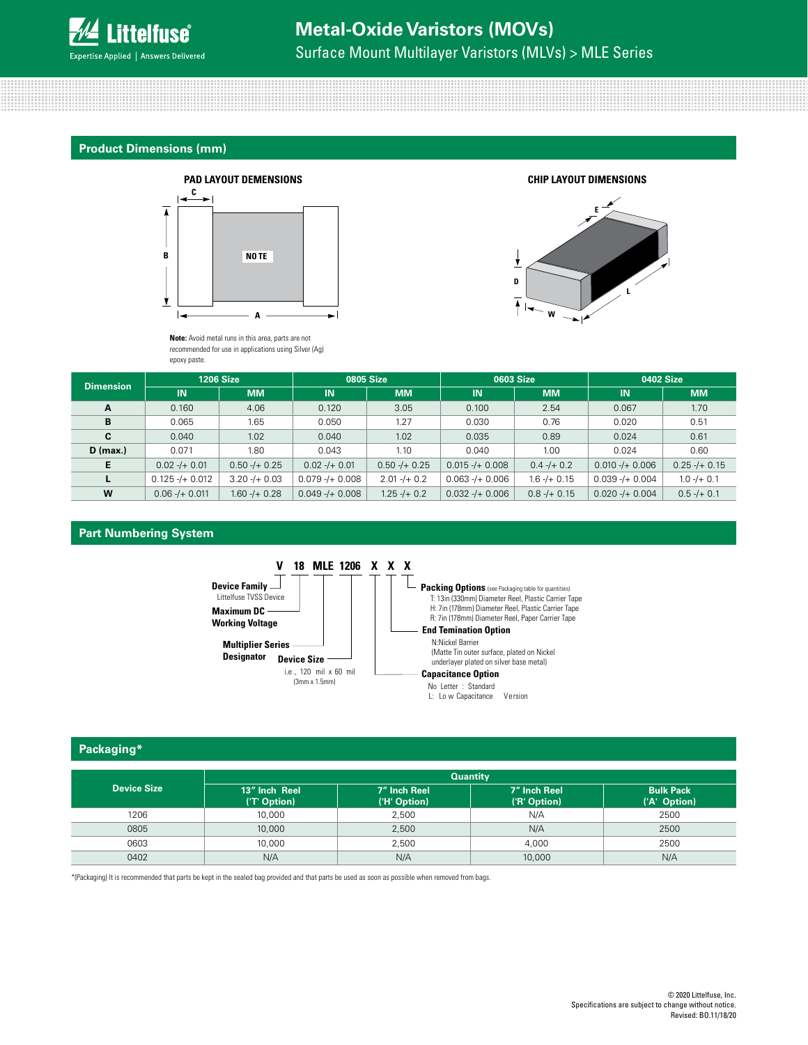## Product Dimensions (mm)

**PAD LAYOUT DEMENSIONS**

**CHIP LAYOUT DIMENSIONS**

**Note:** Avoid metal runs in this area, parts are not recommended for use in applications using Silver (Ag) epoxy paste.

| Dimension | 1206 Size | | 0805 Size | | 0603 Size | | 0402 Size | |
|---|---|---|---|---|---|---|---|---|
| | IN | MM | IN | MM | IN | MM | IN | MM |
| A | 0.160 | 4.06 | 0.120 | 3.05 | 0.100 | 2.54 | 0.067 | 1.70 |
| B | 0.065 | 1.65 | 0.050 | 1.27 | 0.030 | 0.76 | 0.020 | 0.51 |
| C | 0.040 | 1.02 | 0.040 | 1.02 | 0.035 | 0.89 | 0.024 | 0.61 |
| D (max.) | 0.071 | 1.80 | 0.043 | 1.10 | 0.040 | 1.00 | 0.024 | 0.60 |
| E | 0.02 -/+ 0.01 | 0.50 -/+ 0.25 | 0.02 -/+ 0.01 | 0.50 -/+ 0.25 | 0.015 -/+ 0.008 | 0.4 -/+ 0.2 | 0.010 -/+ 0.006 | 0.25 -/+ 0.15 |
| L | 0.125 -/+ 0.012 | 3.20 -/+ 0.03 | 0.079 -/+ 0.008 | 2.01 -/+ 0.2 | 0.063 -/+ 0.006 | 1.6 -/+ 0.15 | 0.039 -/+ 0.004 | 1.0 -/+ 0.1 |
| W | 0.06 -/+ 0.011 | 1.60 -/+ 0.28 | 0.049 -/+ 0.008 | 1.25 -/+ 0.2 | 0.032 -/+ 0.006 | 0.8 -/+ 0.15 | 0.020 -/+ 0.004 | 0.5 -/+ 0.1 |

## Part Numbering System

**V 18 MLE 1206 X X X**

- **Device Family** – Littelfuse TVSS Device
- **Maximum DC Working Voltage**
- **Multiplier Series Designator**
- **Device Size** – i.e., 120 mil x 60 mil (3mm x 1.5mm)
- **Capacitance Option**
  - No Letter : Standard
  - L: Low Capacitance Version
- **End Temination Option**
  - N:Nickel Barrier (Matte Tin outer surface, plated on Nickel underlayer plated on silver base metal)
- **Packing Options** (see Packaging table for quantities)
  - T: 13in (330mm) Diameter Reel, Plastic Carrier Tape
  - H: 7in (178mm) Diameter Reel, Plastic Carrier Tape
  - R: 7in (178mm) Diameter Reel, Paper Carrier Tape

## Packaging*

| Device Size | Quantity | | | |
|---|---|---|---|---|
| | 13" Inch Reel ('T' Option) | 7" Inch Reel ('H' Option) | 7" Inch Reel ('R' Option) | Bulk Pack ('A' Option) |
| 1206 | 10,000 | 2,500 | N/A | 2500 |
| 0805 | 10,000 | 2,500 | N/A | 2500 |
| 0603 | 10,000 | 2,500 | 4,000 | 2500 |
| 0402 | N/A | N/A | 10,000 | N/A |

*(Packaging) It is recommended that parts be kept in the sealed bag provided and that parts be used as soon as possible when removed from bags.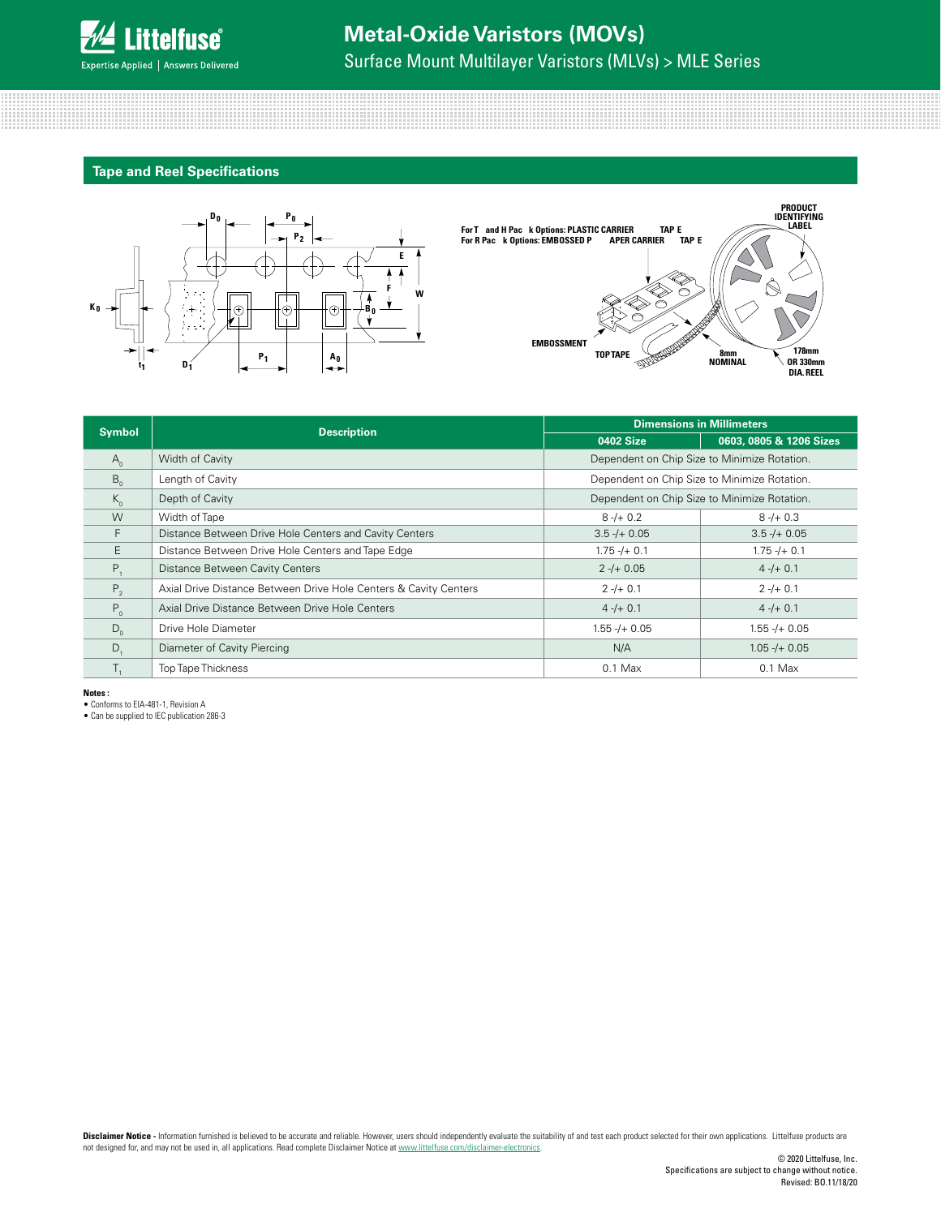## Tape and Reel Specifications

D0 P0 P2 E F W K0 B0 t1 D1 P1 A0

For T and H Pack Options: PLASTIC CARRIER TAPE
For R Pack Options: EMBOSSED PAPER CARRIER TAPE

PRODUCT IDENTIFYING LABEL

EMBOSSMENT

TOP TAPE

8mm NOMINAL

178mm OR 330mm DIA. REEL

| Symbol | Description | Dimensions in Millimeters | |
|---|---|---|---|
| | | 0402 Size | 0603, 0805 & 1206 Sizes |
| $A_0$ | Width of Cavity | Dependent on Chip Size to Minimize Rotation. | |
| $B_0$ | Length of Cavity | Dependent on Chip Size to Minimize Rotation. | |
| $K_0$ | Depth of Cavity | Dependent on Chip Size to Minimize Rotation. | |
| W | Width of Tape | 8 -/+ 0.2 | 8 -/+ 0.3 |
| F | Distance Between Drive Hole Centers and Cavity Centers | 3.5 -/+ 0.05 | 3.5 -/+ 0.05 |
| E | Distance Between Drive Hole Centers and Tape Edge | 1.75 -/+ 0.1 | 1.75 -/+ 0.1 |
| $P_1$ | Distance Between Cavity Centers | 2 -/+ 0.05 | 4 -/+ 0.1 |
| $P_2$ | Axial Drive Distance Between Drive Hole Centers & Cavity Centers | 2 -/+ 0.1 | 2 -/+ 0.1 |
| $P_0$ | Axial Drive Distance Between Drive Hole Centers | 4 -/+ 0.1 | 4 -/+ 0.1 |
| $D_0$ | Drive Hole Diameter | 1.55 -/+ 0.05 | 1.55 -/+ 0.05 |
| $D_1$ | Diameter of Cavity Piercing | N/A | 1.05 -/+ 0.05 |
| $T_1$ | Top Tape Thickness | 0.1 Max | 0.1 Max |

**Notes :**

- Conforms to EIA-481-1, Revision A
- Can be supplied to IEC publication 286-3

**Disclaimer Notice -** Information furnished is believed to be accurate and reliable. However, users should independently evaluate the suitability of and test each product selected for their own applications. Littelfuse products are not designed for, and may not be used in, all applications. Read complete Disclaimer Notice at www.littelfuse.com/disclaimer-electronics.

© 2020 Littelfuse, Inc.
Specifications are subject to change without notice.
Revised: BO.11/18/20